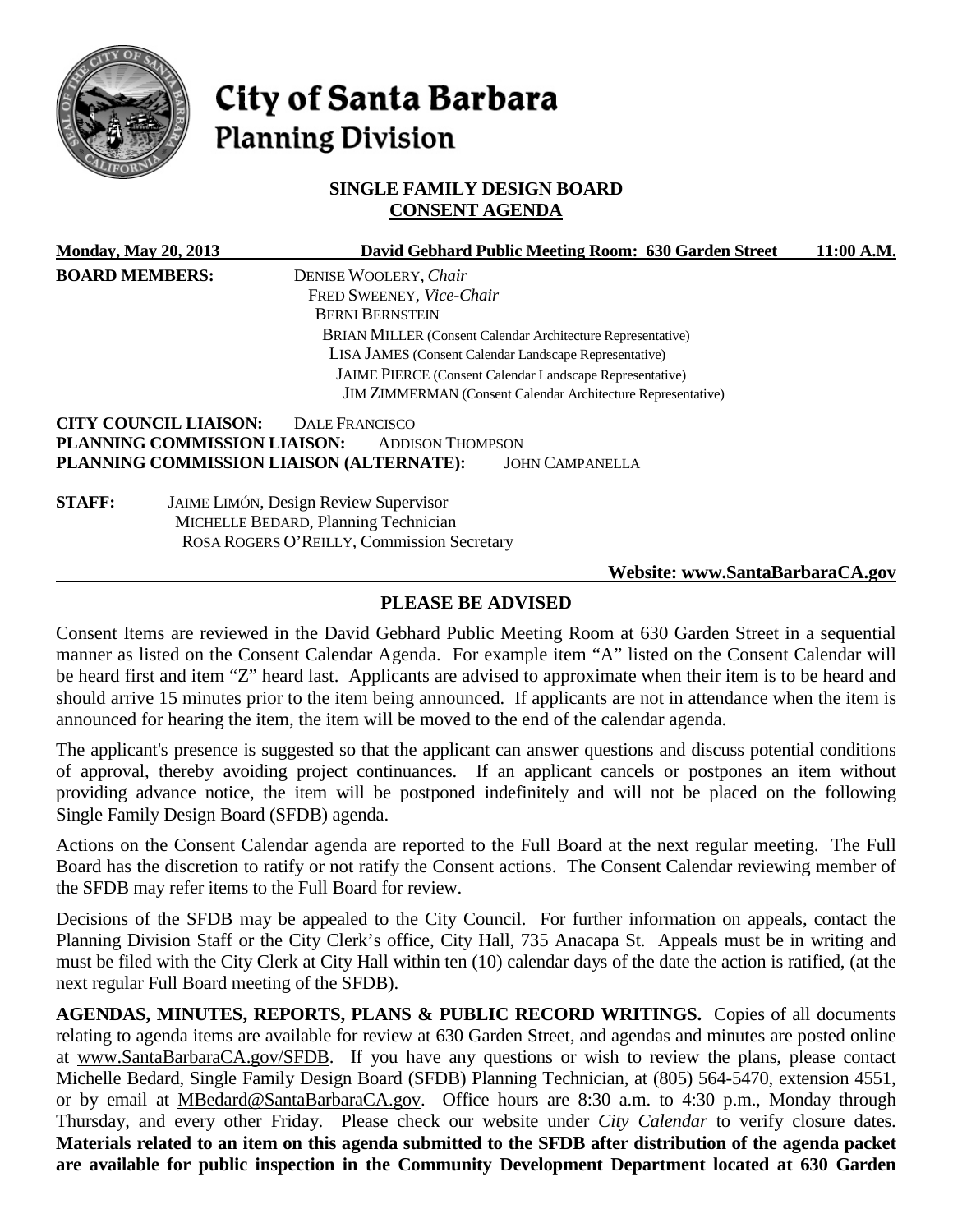# City of Santa Barbara
## Planning Division

### SINGLE FAMILY DESIGN BOARD
### CONSENT AGENDA

**Monday, May 20, 2013** **David Gebhard Public Meeting Room: 630 Garden Street** **11:00 A.M.**

**BOARD MEMBERS:**
DENISE WOOLERY, *Chair*
FRED SWEENEY, *Vice-Chair*
BERNI BERNSTEIN
BRIAN MILLER (Consent Calendar Architecture Representative)
LISA JAMES (Consent Calendar Landscape Representative)
JAIME PIERCE (Consent Calendar Landscape Representative)
JIM ZIMMERMAN (Consent Calendar Architecture Representative)

**CITY COUNCIL LIAISON:** DALE FRANCISCO
**PLANNING COMMISSION LIAISON:** ADDISON THOMPSON
**PLANNING COMMISSION LIAISON (ALTERNATE):** JOHN CAMPANELLA

**STAFF:**
JAIME LIMÓN, Design Review Supervisor
MICHELLE BEDARD, Planning Technician
ROSA ROGERS O'REILLY, Commission Secretary

**Website: www.SantaBarbaraCA.gov**

### PLEASE BE ADVISED

Consent Items are reviewed in the David Gebhard Public Meeting Room at 630 Garden Street in a sequential manner as listed on the Consent Calendar Agenda. For example item "A" listed on the Consent Calendar will be heard first and item "Z" heard last. Applicants are advised to approximate when their item is to be heard and should arrive 15 minutes prior to the item being announced. If applicants are not in attendance when the item is announced for hearing the item, the item will be moved to the end of the calendar agenda.

The applicant's presence is suggested so that the applicant can answer questions and discuss potential conditions of approval, thereby avoiding project continuances. If an applicant cancels or postpones an item without providing advance notice, the item will be postponed indefinitely and will not be placed on the following Single Family Design Board (SFDB) agenda.

Actions on the Consent Calendar agenda are reported to the Full Board at the next regular meeting. The Full Board has the discretion to ratify or not ratify the Consent actions. The Consent Calendar reviewing member of the SFDB may refer items to the Full Board for review.

Decisions of the SFDB may be appealed to the City Council. For further information on appeals, contact the Planning Division Staff or the City Clerk's office, City Hall, 735 Anacapa St. Appeals must be in writing and must be filed with the City Clerk at City Hall within ten (10) calendar days of the date the action is ratified, (at the next regular Full Board meeting of the SFDB).

**AGENDAS, MINUTES, REPORTS, PLANS & PUBLIC RECORD WRITINGS.** Copies of all documents relating to agenda items are available for review at 630 Garden Street, and agendas and minutes are posted online at www.SantaBarbaraCA.gov/SFDB. If you have any questions or wish to review the plans, please contact Michelle Bedard, Single Family Design Board (SFDB) Planning Technician, at (805) 564-5470, extension 4551, or by email at MBedard@SantaBarbaraCA.gov. Office hours are 8:30 a.m. to 4:30 p.m., Monday through Thursday, and every other Friday. Please check our website under *City Calendar* to verify closure dates. **Materials related to an item on this agenda submitted to the SFDB after distribution of the agenda packet are available for public inspection in the Community Development Department located at 630 Garden**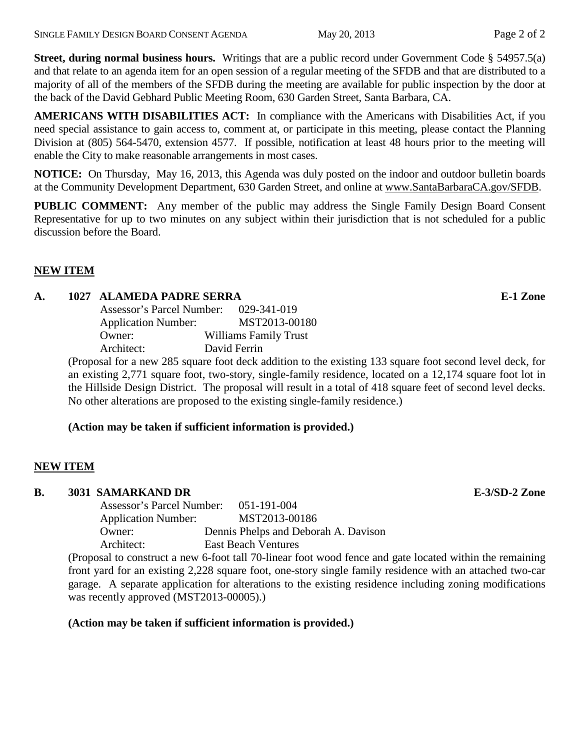**Street, during normal business hours.** Writings that are a public record under Government Code § 54957.5(a) and that relate to an agenda item for an open session of a regular meeting of the SFDB and that are distributed to a majority of all of the members of the SFDB during the meeting are available for public inspection by the door at the back of the David Gebhard Public Meeting Room, 630 Garden Street, Santa Barbara, CA.

**AMERICANS WITH DISABILITIES ACT:** In compliance with the Americans with Disabilities Act, if you need special assistance to gain access to, comment at, or participate in this meeting, please contact the Planning Division at (805) 564-5470, extension 4577. If possible, notification at least 48 hours prior to the meeting will enable the City to make reasonable arrangements in most cases.

**NOTICE:** On Thursday, May 16, 2013, this Agenda was duly posted on the indoor and outdoor bulletin boards at the Community Development Department, 630 Garden Street, and online at www.SantaBarbaraCA.gov/SFDB.

**PUBLIC COMMENT:** Any member of the public may address the Single Family Design Board Consent Representative for up to two minutes on any subject within their jurisdiction that is not scheduled for a public discussion before the Board.

## NEW ITEM

### A. 1027 ALAMEDA PADRE SERRA — E-1 Zone

Assessor's Parcel Number: 029-341-019
Application Number: MST2013-00180
Owner: Williams Family Trust
Architect: David Ferrin

(Proposal for a new 285 square foot deck addition to the existing 133 square foot second level deck, for an existing 2,771 square foot, two-story, single-family residence, located on a 12,174 square foot lot in the Hillside Design District. The proposal will result in a total of 418 square feet of second level decks. No other alterations are proposed to the existing single-family residence.)

**(Action may be taken if sufficient information is provided.)**

## NEW ITEM

### B. 3031 SAMARKAND DR — E-3/SD-2 Zone

Assessor's Parcel Number: 051-191-004
Application Number: MST2013-00186
Owner: Dennis Phelps and Deborah A. Davison
Architect: East Beach Ventures

(Proposal to construct a new 6-foot tall 70-linear foot wood fence and gate located within the remaining front yard for an existing 2,228 square foot, one-story single family residence with an attached two-car garage. A separate application for alterations to the existing residence including zoning modifications was recently approved (MST2013-00005).)

**(Action may be taken if sufficient information is provided.)**